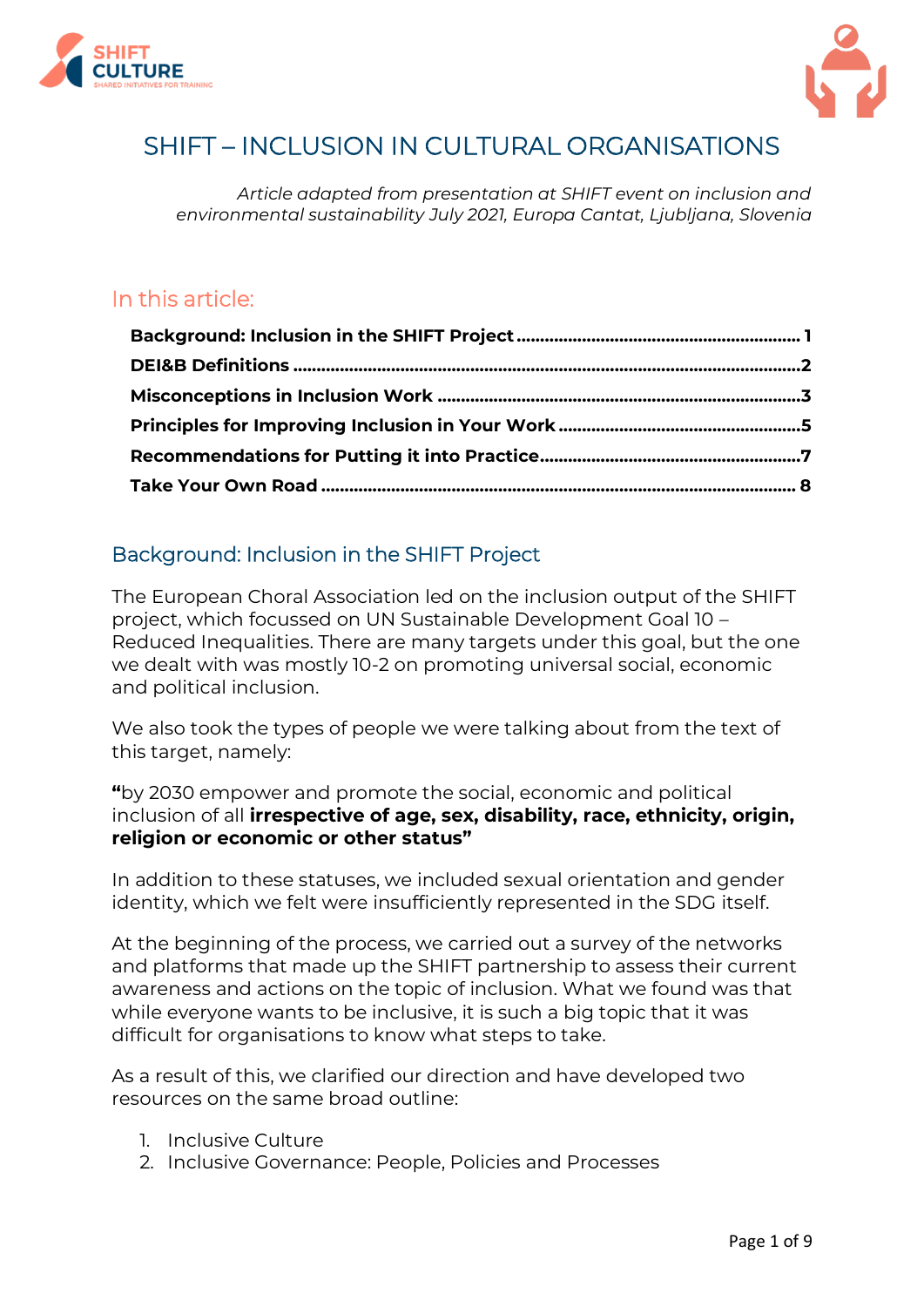# SHIFT – INCLUSION IN CULTURAL ORGANISATIONS

*Article adapted from presentation at SHIFT event on inclusion and environmental sustainability July 2021, Europa Cantat, Ljubljana, Slovenia*

## In this article:

**Background: Inclusion in the SHIFT Project** ........ 1
**DEI&B Definitions** ........ 2
**Misconceptions in Inclusion Work** ........ 3
**Principles for Improving Inclusion in Your Work** ........ 5
**Recommendations for Putting it into Practice** ........ 7
**Take Your Own Road** ........ 8

## Background: Inclusion in the SHIFT Project

The European Choral Association led on the inclusion output of the SHIFT project, which focussed on UN Sustainable Development Goal 10 – Reduced Inequalities. There are many targets under this goal, but the one we dealt with was mostly 10-2 on promoting universal social, economic and political inclusion.

We also took the types of people we were talking about from the text of this target, namely:

**"**by 2030 empower and promote the social, economic and political inclusion of all **irrespective of age, sex, disability, race, ethnicity, origin, religion or economic or other status"**

In addition to these statuses, we included sexual orientation and gender identity, which we felt were insufficiently represented in the SDG itself.

At the beginning of the process, we carried out a survey of the networks and platforms that made up the SHIFT partnership to assess their current awareness and actions on the topic of inclusion. What we found was that while everyone wants to be inclusive, it is such a big topic that it was difficult for organisations to know what steps to take.

As a result of this, we clarified our direction and have developed two resources on the same broad outline:

1. Inclusive Culture
2. Inclusive Governance: People, Policies and Processes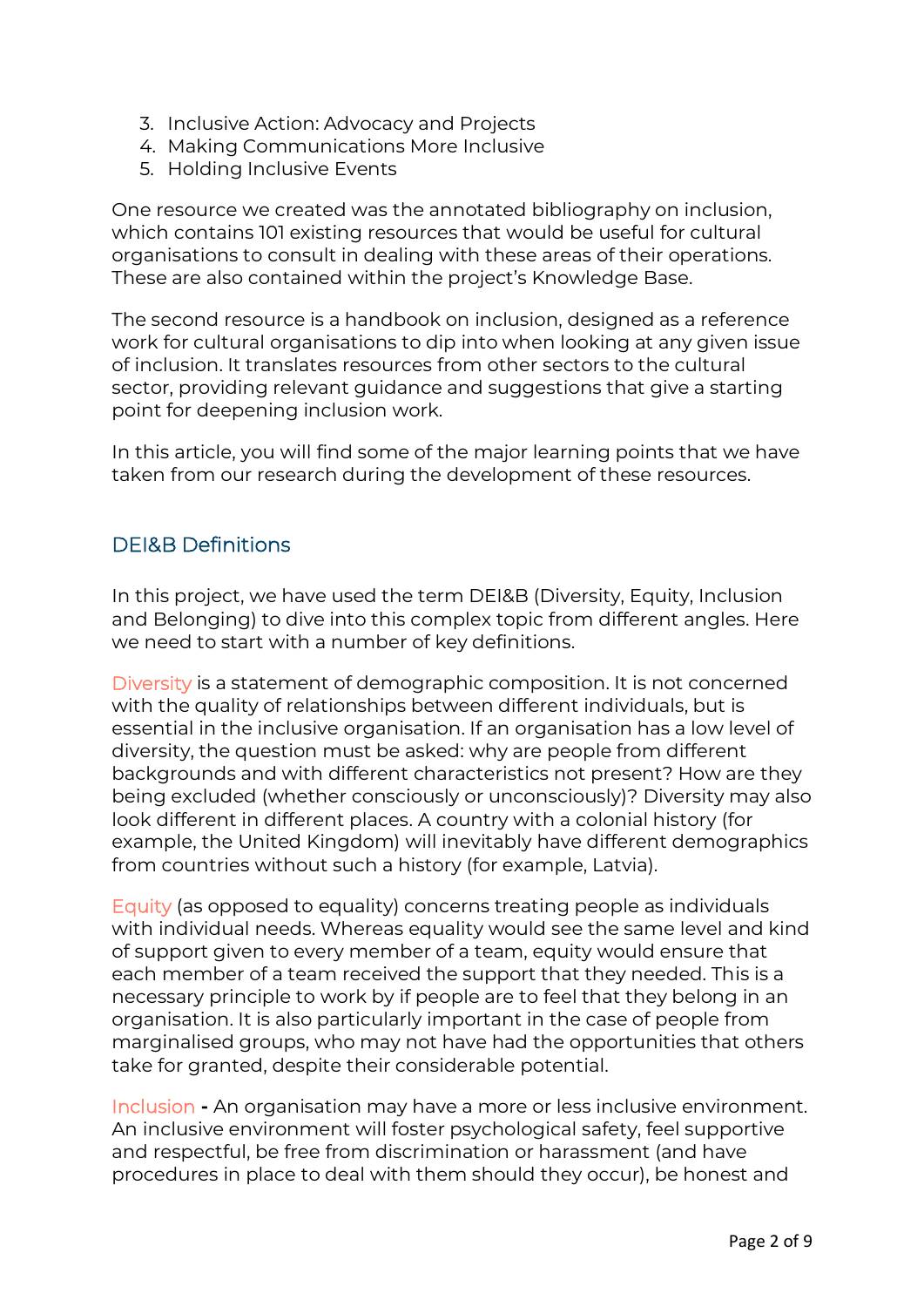3. Inclusive Action: Advocacy and Projects
4. Making Communications More Inclusive
5. Holding Inclusive Events

One resource we created was the annotated bibliography on inclusion, which contains 101 existing resources that would be useful for cultural organisations to consult in dealing with these areas of their operations. These are also contained within the project's Knowledge Base.

The second resource is a handbook on inclusion, designed as a reference work for cultural organisations to dip into when looking at any given issue of inclusion. It translates resources from other sectors to the cultural sector, providing relevant guidance and suggestions that give a starting point for deepening inclusion work.

In this article, you will find some of the major learning points that we have taken from our research during the development of these resources.

## DEI&B Definitions

In this project, we have used the term DEI&B (Diversity, Equity, Inclusion and Belonging) to dive into this complex topic from different angles. Here we need to start with a number of key definitions.

Diversity is a statement of demographic composition. It is not concerned with the quality of relationships between different individuals, but is essential in the inclusive organisation. If an organisation has a low level of diversity, the question must be asked: why are people from different backgrounds and with different characteristics not present? How are they being excluded (whether consciously or unconsciously)? Diversity may also look different in different places. A country with a colonial history (for example, the United Kingdom) will inevitably have different demographics from countries without such a history (for example, Latvia).

Equity (as opposed to equality) concerns treating people as individuals with individual needs. Whereas equality would see the same level and kind of support given to every member of a team, equity would ensure that each member of a team received the support that they needed. This is a necessary principle to work by if people are to feel that they belong in an organisation. It is also particularly important in the case of people from marginalised groups, who may not have had the opportunities that others take for granted, despite their considerable potential.

Inclusion **-** An organisation may have a more or less inclusive environment. An inclusive environment will foster psychological safety, feel supportive and respectful, be free from discrimination or harassment (and have procedures in place to deal with them should they occur), be honest and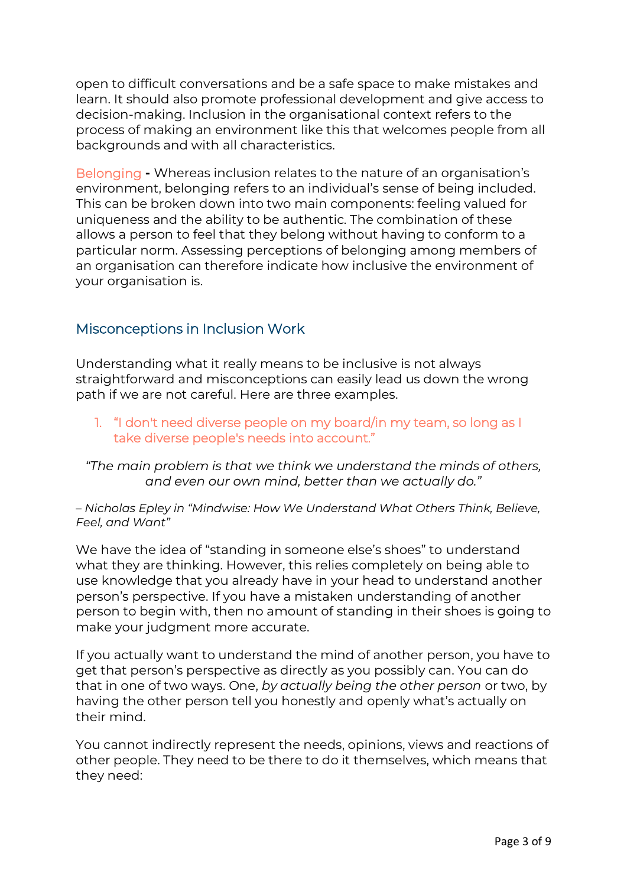open to difficult conversations and be a safe space to make mistakes and learn. It should also promote professional development and give access to decision-making. Inclusion in the organisational context refers to the process of making an environment like this that welcomes people from all backgrounds and with all characteristics.

Belonging **-** Whereas inclusion relates to the nature of an organisation's environment, belonging refers to an individual's sense of being included. This can be broken down into two main components: feeling valued for uniqueness and the ability to be authentic. The combination of these allows a person to feel that they belong without having to conform to a particular norm. Assessing perceptions of belonging among members of an organisation can therefore indicate how inclusive the environment of your organisation is.

## Misconceptions in Inclusion Work

Understanding what it really means to be inclusive is not always straightforward and misconceptions can easily lead us down the wrong path if we are not careful. Here are three examples.

1. "I don't need diverse people on my board/in my team, so long as I take diverse people's needs into account."

*"The main problem is that we think we understand the minds of others, and even our own mind, better than we actually do."*

*– Nicholas Epley in "Mindwise: How We Understand What Others Think, Believe, Feel, and Want"*

We have the idea of "standing in someone else's shoes" to understand what they are thinking. However, this relies completely on being able to use knowledge that you already have in your head to understand another person's perspective. If you have a mistaken understanding of another person to begin with, then no amount of standing in their shoes is going to make your judgment more accurate.

If you actually want to understand the mind of another person, you have to get that person's perspective as directly as you possibly can. You can do that in one of two ways. One, *by actually being the other person* or two, by having the other person tell you honestly and openly what's actually on their mind.

You cannot indirectly represent the needs, opinions, views and reactions of other people. They need to be there to do it themselves, which means that they need: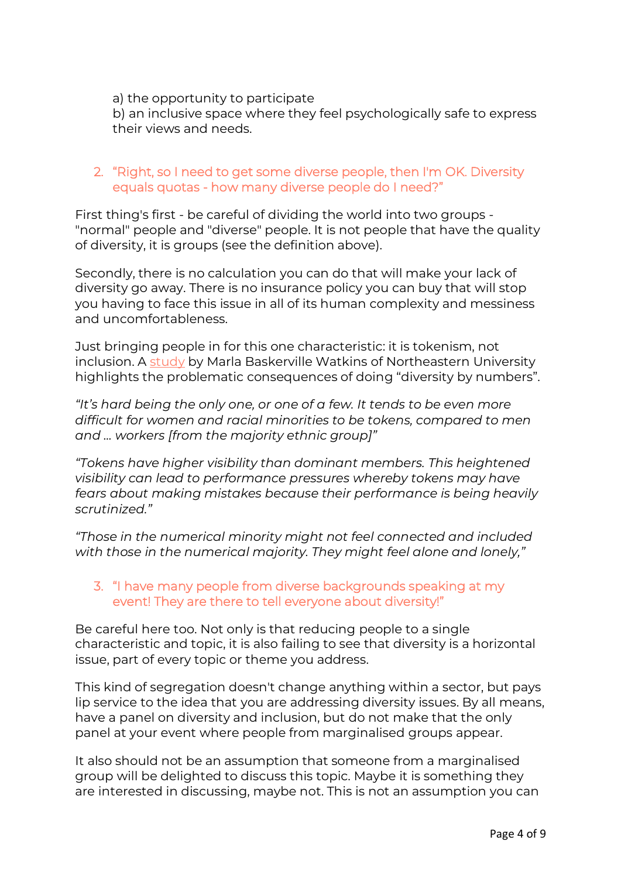a) the opportunity to participate
b) an inclusive space where they feel psychologically safe to express their views and needs.

2. "Right, so I need to get some diverse people, then I'm OK. Diversity equals quotas - how many diverse people do I need?"

First thing's first - be careful of dividing the world into two groups - "normal" people and "diverse" people. It is not people that have the quality of diversity, it is groups (see the definition above).

Secondly, there is no calculation you can do that will make your lack of diversity go away. There is no insurance policy you can buy that will stop you having to face this issue in all of its human complexity and messiness and uncomfortableness.

Just bringing people in for this one characteristic: it is tokenism, not inclusion. A study by Marla Baskerville Watkins of Northeastern University highlights the problematic consequences of doing "diversity by numbers".

*"It's hard being the only one, or one of a few. It tends to be even more difficult for women and racial minorities to be tokens, compared to men and … workers [from the majority ethnic group]"*

*"Tokens have higher visibility than dominant members. This heightened visibility can lead to performance pressures whereby tokens may have fears about making mistakes because their performance is being heavily scrutinized."*

*"Those in the numerical minority might not feel connected and included with those in the numerical majority. They might feel alone and lonely,"*

3. "I have many people from diverse backgrounds speaking at my event! They are there to tell everyone about diversity!"

Be careful here too. Not only is that reducing people to a single characteristic and topic, it is also failing to see that diversity is a horizontal issue, part of every topic or theme you address.

This kind of segregation doesn't change anything within a sector, but pays lip service to the idea that you are addressing diversity issues. By all means, have a panel on diversity and inclusion, but do not make that the only panel at your event where people from marginalised groups appear.

It also should not be an assumption that someone from a marginalised group will be delighted to discuss this topic. Maybe it is something they are interested in discussing, maybe not. This is not an assumption you can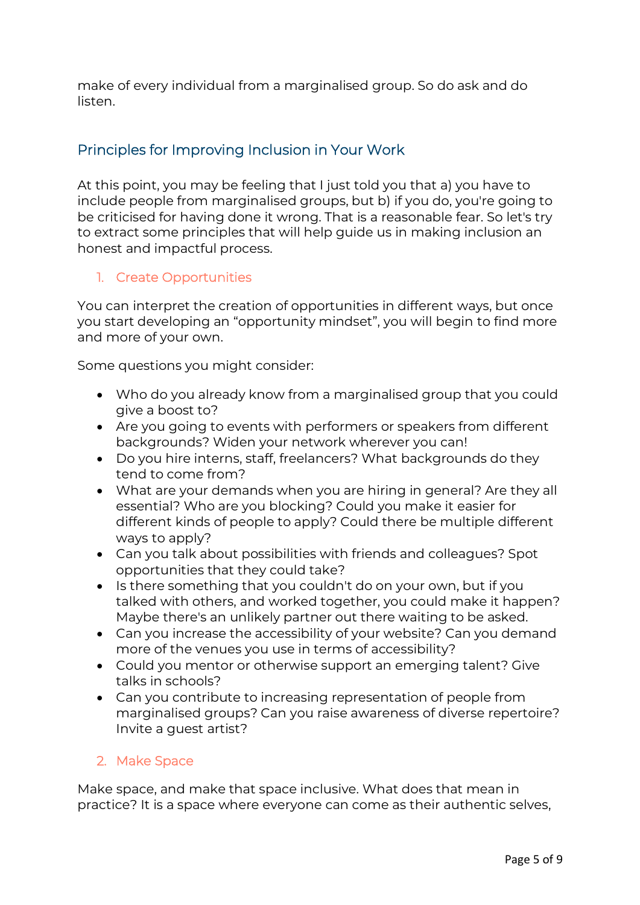make of every individual from a marginalised group. So do ask and do listen.

## Principles for Improving Inclusion in Your Work

At this point, you may be feeling that I just told you that a) you have to include people from marginalised groups, but b) if you do, you're going to be criticised for having done it wrong. That is a reasonable fear. So let's try to extract some principles that will help guide us in making inclusion an honest and impactful process.

### 1. Create Opportunities

You can interpret the creation of opportunities in different ways, but once you start developing an "opportunity mindset", you will begin to find more and more of your own.

Some questions you might consider:

- Who do you already know from a marginalised group that you could give a boost to?
- Are you going to events with performers or speakers from different backgrounds? Widen your network wherever you can!
- Do you hire interns, staff, freelancers? What backgrounds do they tend to come from?
- What are your demands when you are hiring in general? Are they all essential? Who are you blocking? Could you make it easier for different kinds of people to apply? Could there be multiple different ways to apply?
- Can you talk about possibilities with friends and colleagues? Spot opportunities that they could take?
- Is there something that you couldn't do on your own, but if you talked with others, and worked together, you could make it happen? Maybe there's an unlikely partner out there waiting to be asked.
- Can you increase the accessibility of your website? Can you demand more of the venues you use in terms of accessibility?
- Could you mentor or otherwise support an emerging talent? Give talks in schools?
- Can you contribute to increasing representation of people from marginalised groups? Can you raise awareness of diverse repertoire? Invite a guest artist?

### 2. Make Space

Make space, and make that space inclusive. What does that mean in practice? It is a space where everyone can come as their authentic selves,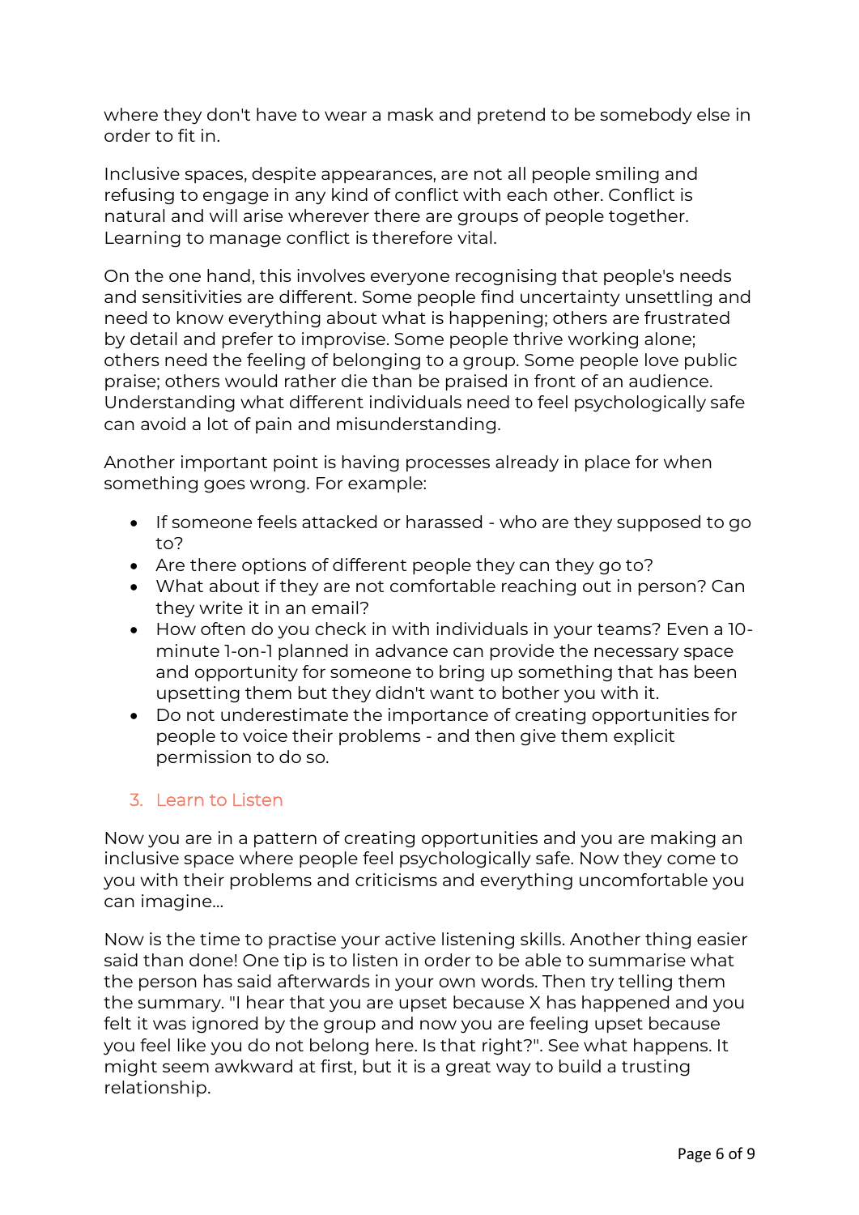where they don't have to wear a mask and pretend to be somebody else in order to fit in.

Inclusive spaces, despite appearances, are not all people smiling and refusing to engage in any kind of conflict with each other. Conflict is natural and will arise wherever there are groups of people together. Learning to manage conflict is therefore vital.

On the one hand, this involves everyone recognising that people's needs and sensitivities are different. Some people find uncertainty unsettling and need to know everything about what is happening; others are frustrated by detail and prefer to improvise. Some people thrive working alone; others need the feeling of belonging to a group. Some people love public praise; others would rather die than be praised in front of an audience. Understanding what different individuals need to feel psychologically safe can avoid a lot of pain and misunderstanding.

Another important point is having processes already in place for when something goes wrong. For example:

- If someone feels attacked or harassed - who are they supposed to go to?
- Are there options of different people they can they go to?
- What about if they are not comfortable reaching out in person? Can they write it in an email?
- How often do you check in with individuals in your teams? Even a 10-minute 1-on-1 planned in advance can provide the necessary space and opportunity for someone to bring up something that has been upsetting them but they didn't want to bother you with it.
- Do not underestimate the importance of creating opportunities for people to voice their problems - and then give them explicit permission to do so.

## 3. Learn to Listen

Now you are in a pattern of creating opportunities and you are making an inclusive space where people feel psychologically safe. Now they come to you with their problems and criticisms and everything uncomfortable you can imagine...

Now is the time to practise your active listening skills. Another thing easier said than done! One tip is to listen in order to be able to summarise what the person has said afterwards in your own words. Then try telling them the summary. "I hear that you are upset because X has happened and you felt it was ignored by the group and now you are feeling upset because you feel like you do not belong here. Is that right?". See what happens. It might seem awkward at first, but it is a great way to build a trusting relationship.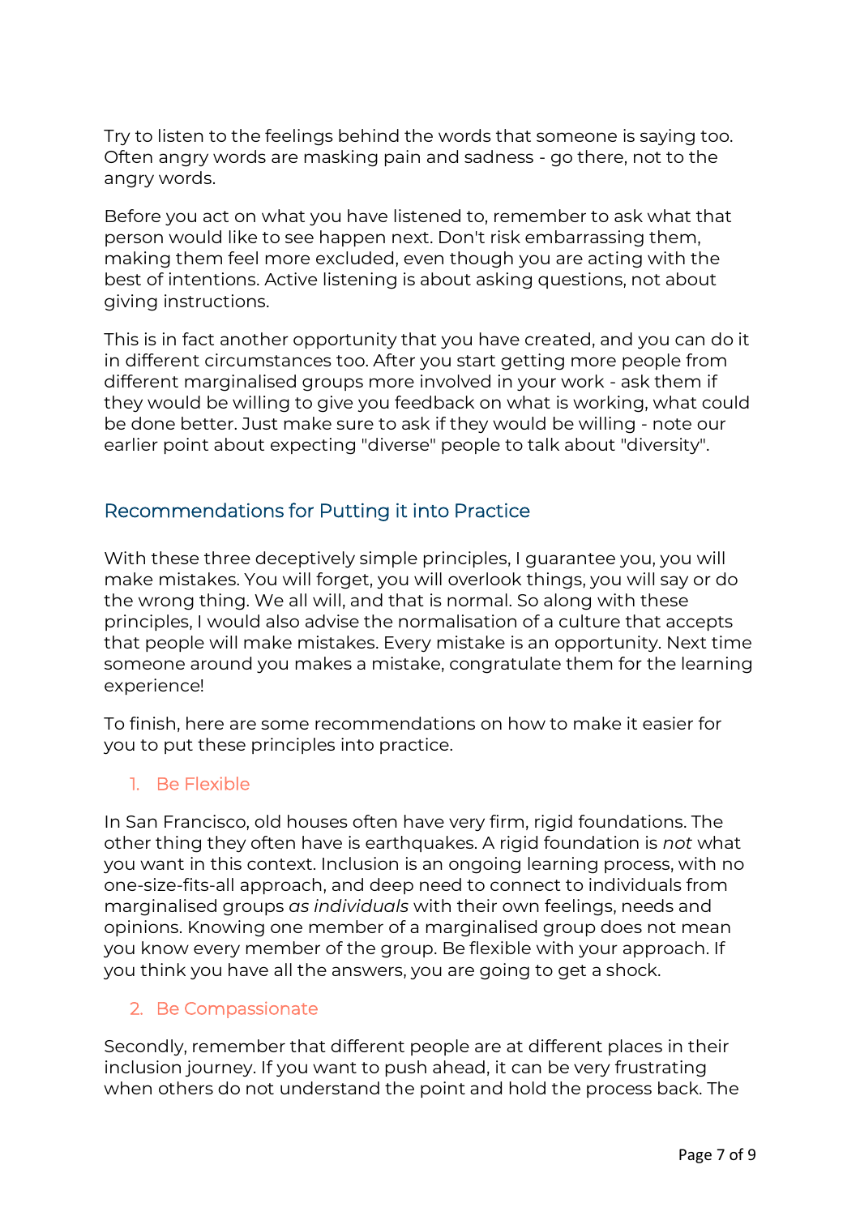Try to listen to the feelings behind the words that someone is saying too. Often angry words are masking pain and sadness - go there, not to the angry words.

Before you act on what you have listened to, remember to ask what that person would like to see happen next. Don't risk embarrassing them, making them feel more excluded, even though you are acting with the best of intentions. Active listening is about asking questions, not about giving instructions.

This is in fact another opportunity that you have created, and you can do it in different circumstances too. After you start getting more people from different marginalised groups more involved in your work - ask them if they would be willing to give you feedback on what is working, what could be done better. Just make sure to ask if they would be willing - note our earlier point about expecting "diverse" people to talk about "diversity".

## Recommendations for Putting it into Practice

With these three deceptively simple principles, I guarantee you, you will make mistakes. You will forget, you will overlook things, you will say or do the wrong thing. We all will, and that is normal. So along with these principles, I would also advise the normalisation of a culture that accepts that people will make mistakes. Every mistake is an opportunity. Next time someone around you makes a mistake, congratulate them for the learning experience!

To finish, here are some recommendations on how to make it easier for you to put these principles into practice.

### 1. Be Flexible

In San Francisco, old houses often have very firm, rigid foundations. The other thing they often have is earthquakes. A rigid foundation is *not* what you want in this context. Inclusion is an ongoing learning process, with no one-size-fits-all approach, and deep need to connect to individuals from marginalised groups *as individuals* with their own feelings, needs and opinions. Knowing one member of a marginalised group does not mean you know every member of the group. Be flexible with your approach. If you think you have all the answers, you are going to get a shock.

### 2. Be Compassionate

Secondly, remember that different people are at different places in their inclusion journey. If you want to push ahead, it can be very frustrating when others do not understand the point and hold the process back. The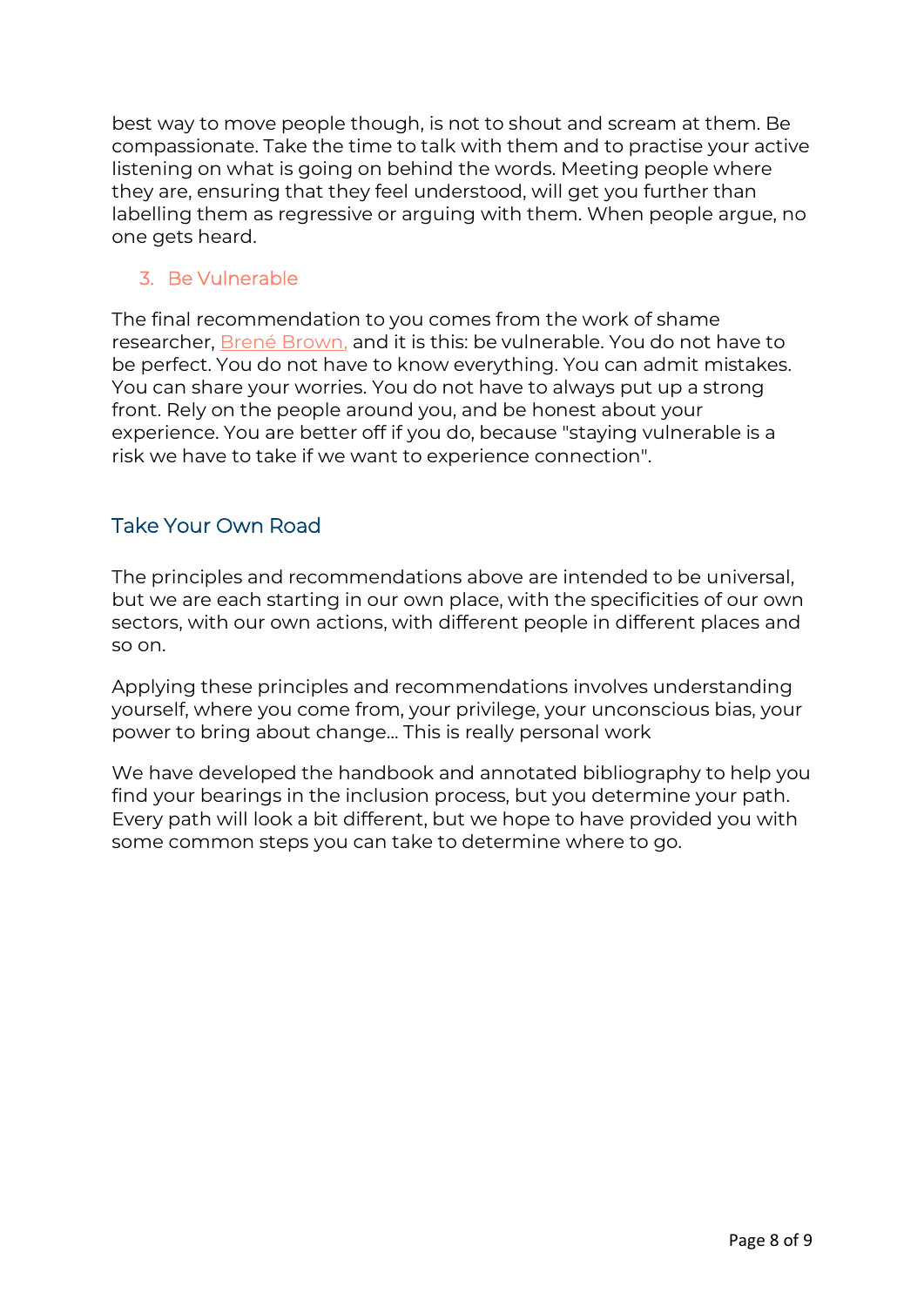best way to move people though, is not to shout and scream at them. Be compassionate. Take the time to talk with them and to practise your active listening on what is going on behind the words. Meeting people where they are, ensuring that they feel understood, will get you further than labelling them as regressive or arguing with them. When people argue, no one gets heard.

### 3. Be Vulnerable

The final recommendation to you comes from the work of shame researcher, Brené Brown, and it is this: be vulnerable. You do not have to be perfect. You do not have to know everything. You can admit mistakes. You can share your worries. You do not have to always put up a strong front. Rely on the people around you, and be honest about your experience. You are better off if you do, because "staying vulnerable is a risk we have to take if we want to experience connection".

## Take Your Own Road

The principles and recommendations above are intended to be universal, but we are each starting in our own place, with the specificities of our own sectors, with our own actions, with different people in different places and so on.

Applying these principles and recommendations involves understanding yourself, where you come from, your privilege, your unconscious bias, your power to bring about change... This is really personal work

We have developed the handbook and annotated bibliography to help you find your bearings in the inclusion process, but you determine your path. Every path will look a bit different, but we hope to have provided you with some common steps you can take to determine where to go.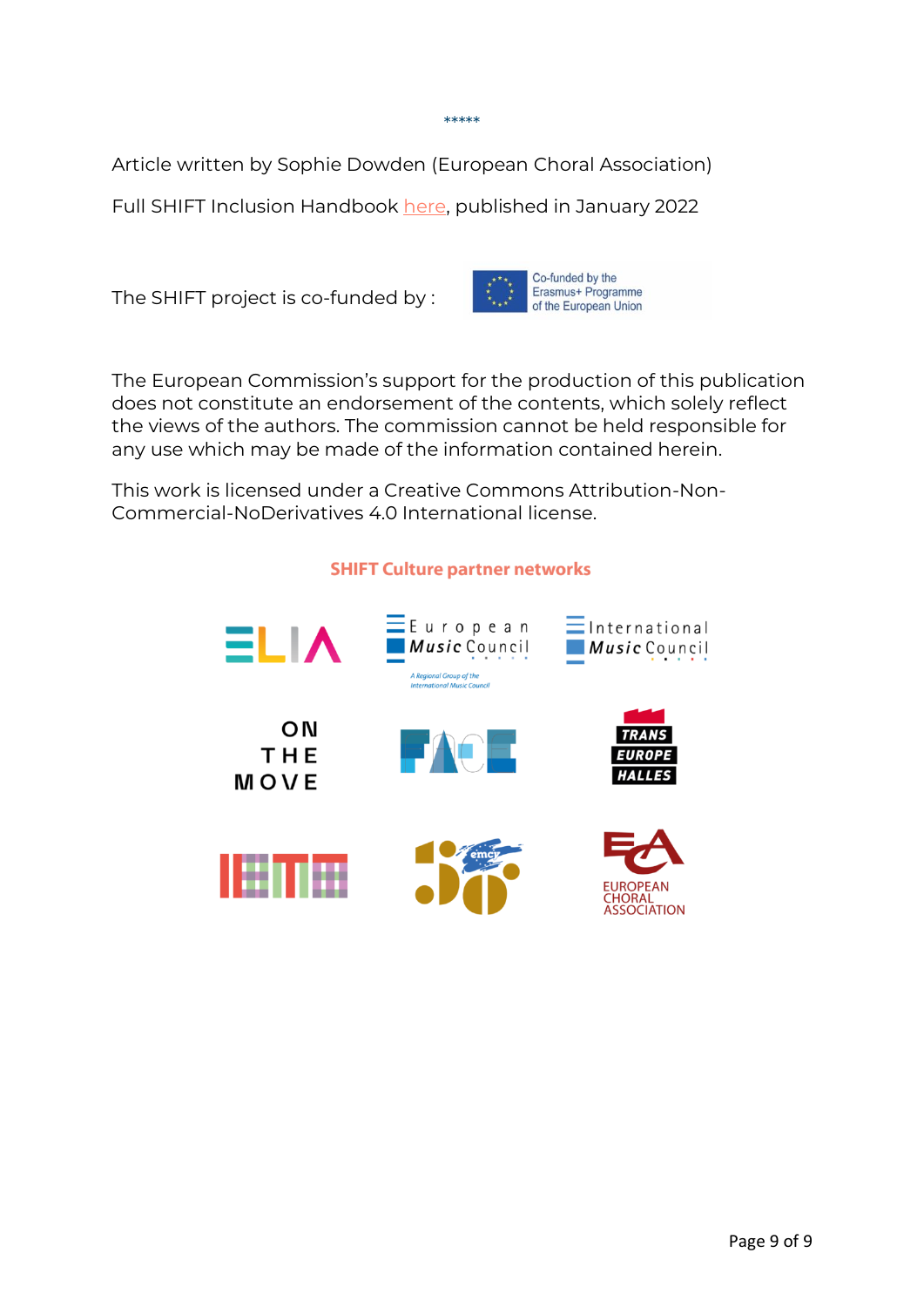*****

Article written by Sophie Dowden (European Choral Association)

Full SHIFT Inclusion Handbook here, published in January 2022

The SHIFT project is co-funded by :

Co-funded by the Erasmus+ Programme of the European Union

The European Commission's support for the production of this publication does not constitute an endorsement of the contents, which solely reflect the views of the authors. The commission cannot be held responsible for any use which may be made of the information contained herein.

This work is licensed under a Creative Commons Attribution-Non-Commercial-NoDerivatives 4.0 International license.

**SHIFT Culture partner networks**

ELIA

European Music Council

A Regional Group of the International Music Council

International Music Council

ON THE MOVE

FACE

TRANS EUROPE HALLES

IETM

emc

EUROPEAN CHORAL ASSOCIATION